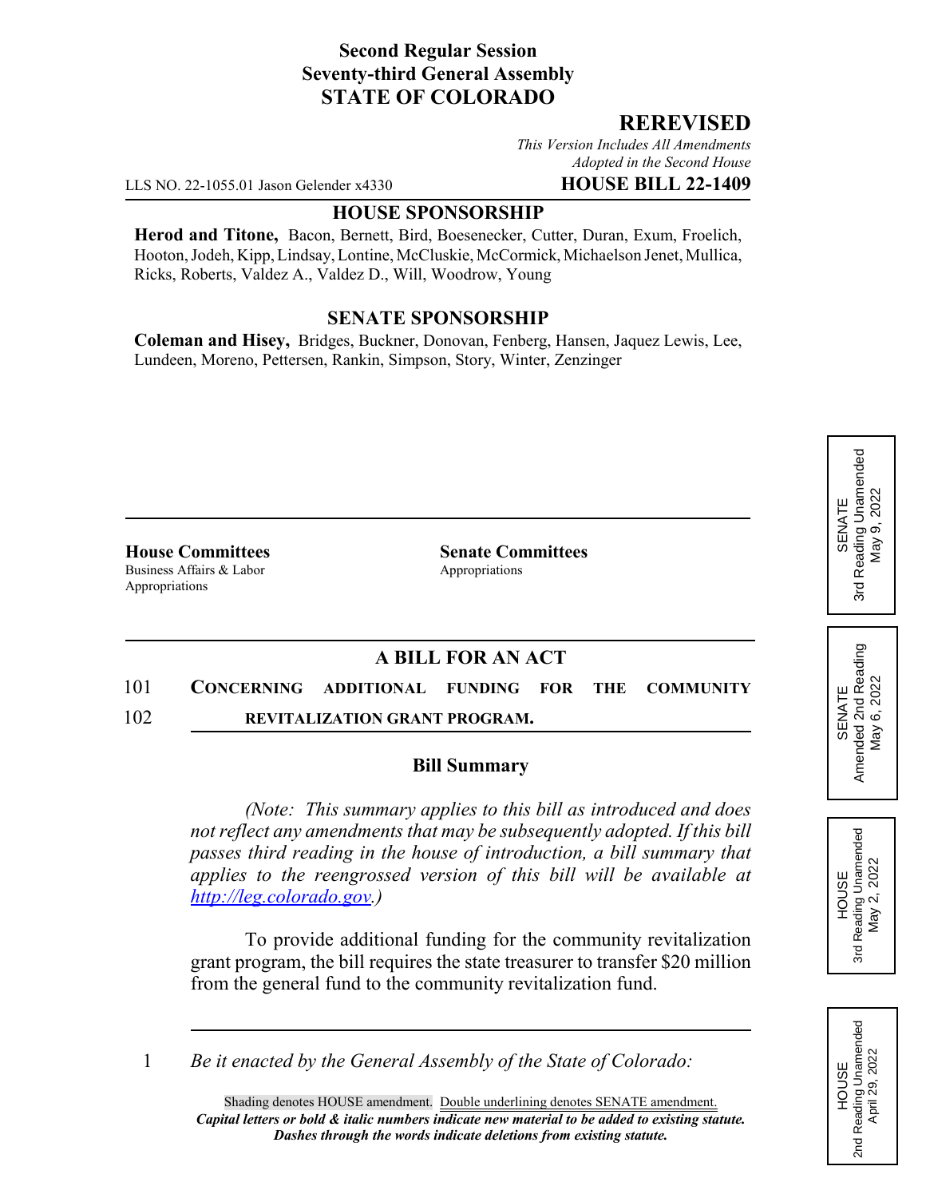**Second Regular Session**
**Seventy-third General Assembly**
**STATE OF COLORADO**

## REREVISED

*This Version Includes All Amendments Adopted in the Second House*

LLS NO. 22-1055.01 Jason Gelender x4330 **HOUSE BILL 22-1409**

### HOUSE SPONSORSHIP

**Herod and Titone,** Bacon, Bernett, Bird, Boesenecker, Cutter, Duran, Exum, Froelich, Hooton, Jodeh, Kipp, Lindsay, Lontine, McCluskie, McCormick, Michaelson Jenet, Mullica, Ricks, Roberts, Valdez A., Valdez D., Will, Woodrow, Young

### SENATE SPONSORSHIP

**Coleman and Hisey,** Bridges, Buckner, Donovan, Fenberg, Hansen, Jaquez Lewis, Lee, Lundeen, Moreno, Pettersen, Rankin, Simpson, Story, Winter, Zenzinger

SENATE
3rd Reading Unamended
May 9, 2022

SENATE
Amended 2nd Reading
May 6, 2022

HOUSE
3rd Reading Unamended
May 2, 2022

HOUSE
2nd Reading Unamended
April 29, 2022

**House Committees**
Business Affairs & Labor
Appropriations

**Senate Committees**
Appropriations

### A BILL FOR AN ACT

101 CONCERNING ADDITIONAL FUNDING FOR THE COMMUNITY
102 REVITALIZATION GRANT PROGRAM.

### Bill Summary

*(Note: This summary applies to this bill as introduced and does not reflect any amendments that may be subsequently adopted. If this bill passes third reading in the house of introduction, a bill summary that applies to the reengrossed version of this bill will be available at http://leg.colorado.gov.)*

To provide additional funding for the community revitalization grant program, the bill requires the state treasurer to transfer $20 million from the general fund to the community revitalization fund.

1 *Be it enacted by the General Assembly of the State of Colorado:*

Shading denotes HOUSE amendment. Double underlining denotes SENATE amendment.
***Capital letters or bold & italic numbers indicate new material to be added to existing statute.***
***Dashes through the words indicate deletions from existing statute.***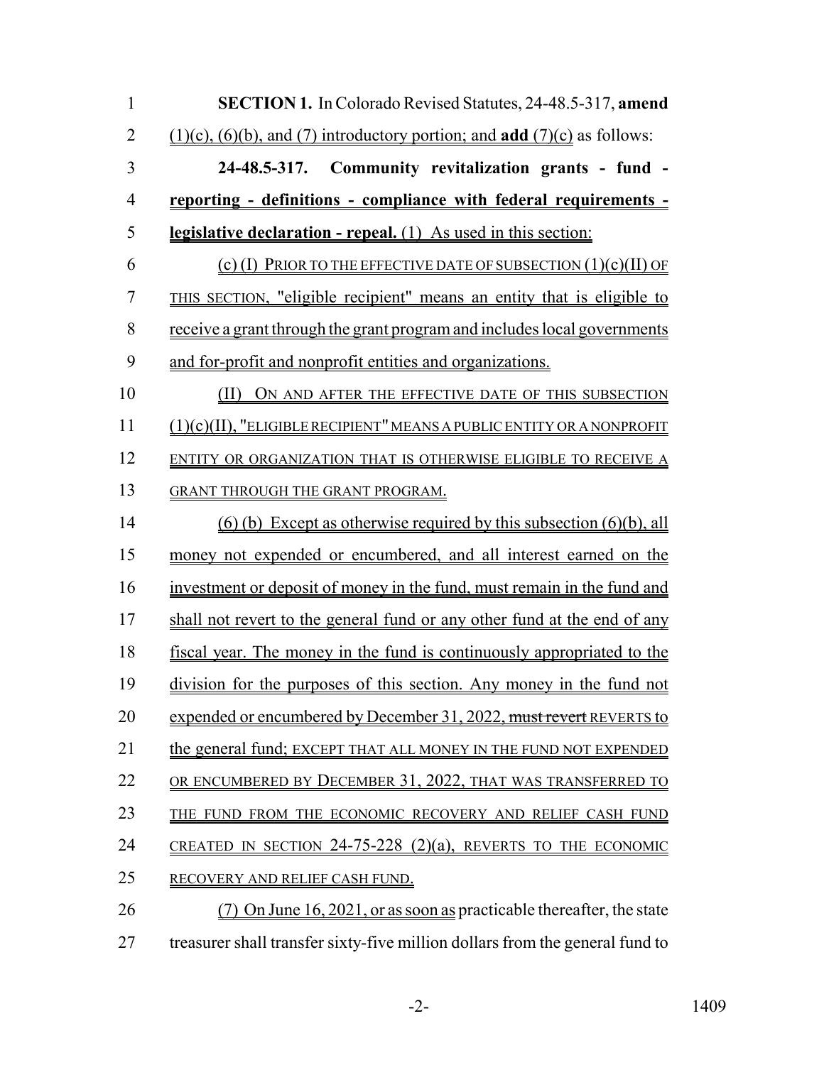**SECTION 1.** In Colorado Revised Statutes, 24-48.5-317, **amend** (1)(c), (6)(b), and (7) introductory portion; and **add** (7)(c) as follows:

**24-48.5-317. Community revitalization grants - fund - reporting - definitions - compliance with federal requirements - legislative declaration - repeal.** (1) As used in this section:

(c) (I) PRIOR TO THE EFFECTIVE DATE OF SUBSECTION (1)(c)(II) OF THIS SECTION, "eligible recipient" means an entity that is eligible to receive a grant through the grant program and includes local governments and for-profit and nonprofit entities and organizations.

(II) ON AND AFTER THE EFFECTIVE DATE OF THIS SUBSECTION (1)(c)(II), "ELIGIBLE RECIPIENT" MEANS A PUBLIC ENTITY OR A NONPROFIT ENTITY OR ORGANIZATION THAT IS OTHERWISE ELIGIBLE TO RECEIVE A GRANT THROUGH THE GRANT PROGRAM.

(6) (b) Except as otherwise required by this subsection (6)(b), all money not expended or encumbered, and all interest earned on the investment or deposit of money in the fund, must remain in the fund and shall not revert to the general fund or any other fund at the end of any fiscal year. The money in the fund is continuously appropriated to the division for the purposes of this section. Any money in the fund not expended or encumbered by December 31, 2022, ~~must revert~~ REVERTS to the general fund; EXCEPT THAT ALL MONEY IN THE FUND NOT EXPENDED OR ENCUMBERED BY DECEMBER 31, 2022, THAT WAS TRANSFERRED TO THE FUND FROM THE ECONOMIC RECOVERY AND RELIEF CASH FUND CREATED IN SECTION 24-75-228 (2)(a), REVERTS TO THE ECONOMIC RECOVERY AND RELIEF CASH FUND.

(7) On June 16, 2021, or as soon as practicable thereafter, the state treasurer shall transfer sixty-five million dollars from the general fund to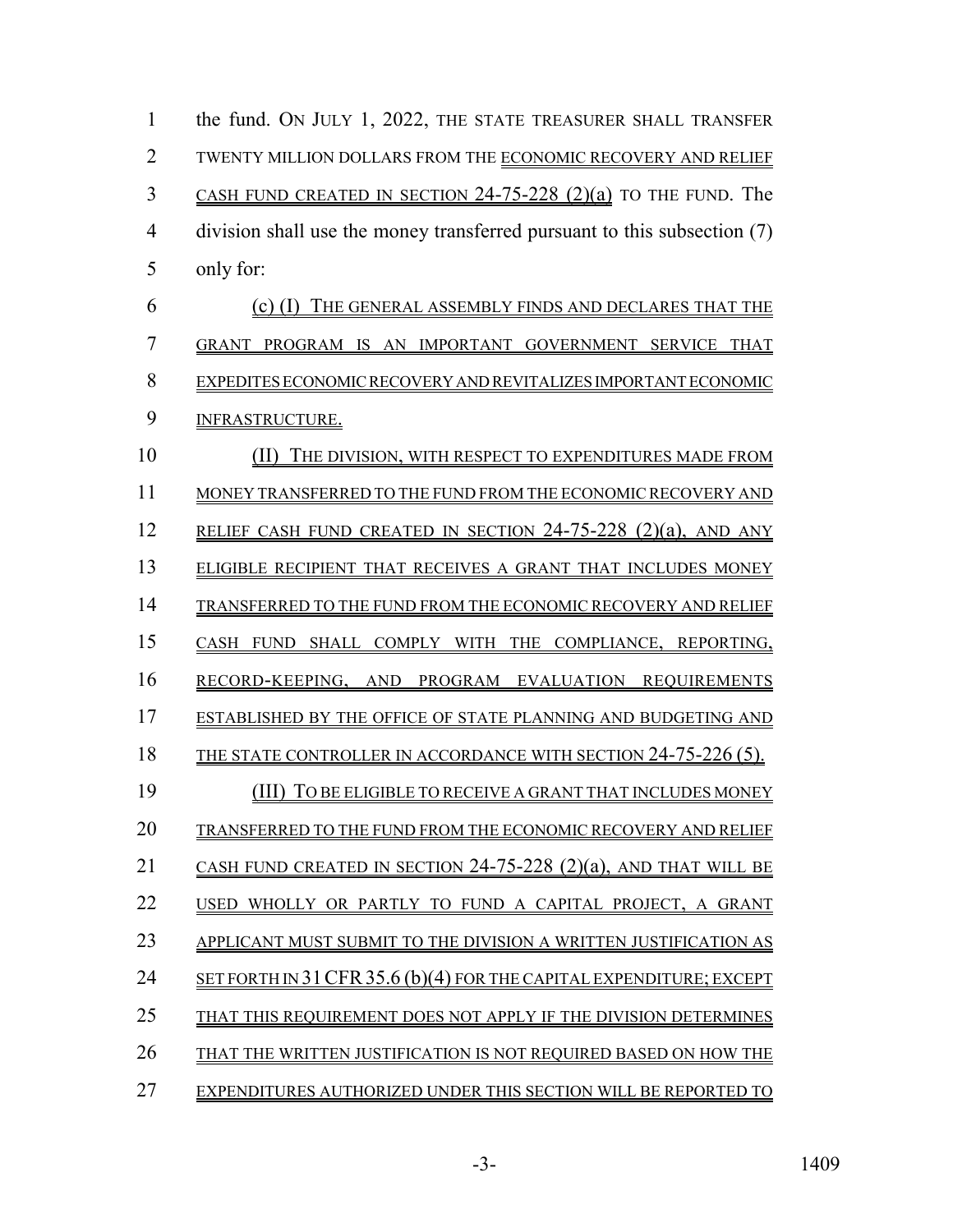the fund. ON JULY 1, 2022, THE STATE TREASURER SHALL TRANSFER TWENTY MILLION DOLLARS FROM THE ECONOMIC RECOVERY AND RELIEF CASH FUND CREATED IN SECTION 24-75-228 (2)(a) TO THE FUND. The division shall use the money transferred pursuant to this subsection (7) only for:

(c) (I) THE GENERAL ASSEMBLY FINDS AND DECLARES THAT THE GRANT PROGRAM IS AN IMPORTANT GOVERNMENT SERVICE THAT EXPEDITES ECONOMIC RECOVERY AND REVITALIZES IMPORTANT ECONOMIC INFRASTRUCTURE.

(II) THE DIVISION, WITH RESPECT TO EXPENDITURES MADE FROM MONEY TRANSFERRED TO THE FUND FROM THE ECONOMIC RECOVERY AND RELIEF CASH FUND CREATED IN SECTION 24-75-228 (2)(a), AND ANY ELIGIBLE RECIPIENT THAT RECEIVES A GRANT THAT INCLUDES MONEY TRANSFERRED TO THE FUND FROM THE ECONOMIC RECOVERY AND RELIEF CASH FUND SHALL COMPLY WITH THE COMPLIANCE, REPORTING, RECORD-KEEPING, AND PROGRAM EVALUATION REQUIREMENTS ESTABLISHED BY THE OFFICE OF STATE PLANNING AND BUDGETING AND THE STATE CONTROLLER IN ACCORDANCE WITH SECTION 24-75-226 (5).

(III) TO BE ELIGIBLE TO RECEIVE A GRANT THAT INCLUDES MONEY TRANSFERRED TO THE FUND FROM THE ECONOMIC RECOVERY AND RELIEF CASH FUND CREATED IN SECTION 24-75-228 (2)(a), AND THAT WILL BE USED WHOLLY OR PARTLY TO FUND A CAPITAL PROJECT, A GRANT APPLICANT MUST SUBMIT TO THE DIVISION A WRITTEN JUSTIFICATION AS SET FORTH IN 31 CFR 35.6 (b)(4) FOR THE CAPITAL EXPENDITURE; EXCEPT THAT THIS REQUIREMENT DOES NOT APPLY IF THE DIVISION DETERMINES THAT THE WRITTEN JUSTIFICATION IS NOT REQUIRED BASED ON HOW THE EXPENDITURES AUTHORIZED UNDER THIS SECTION WILL BE REPORTED TO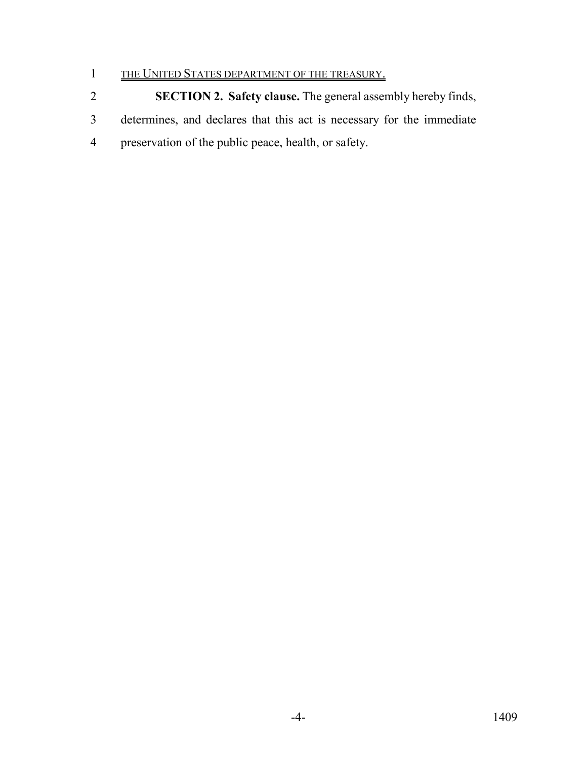THE UNITED STATES DEPARTMENT OF THE TREASURY.

**SECTION 2. Safety clause.** The general assembly hereby finds, determines, and declares that this act is necessary for the immediate preservation of the public peace, health, or safety.